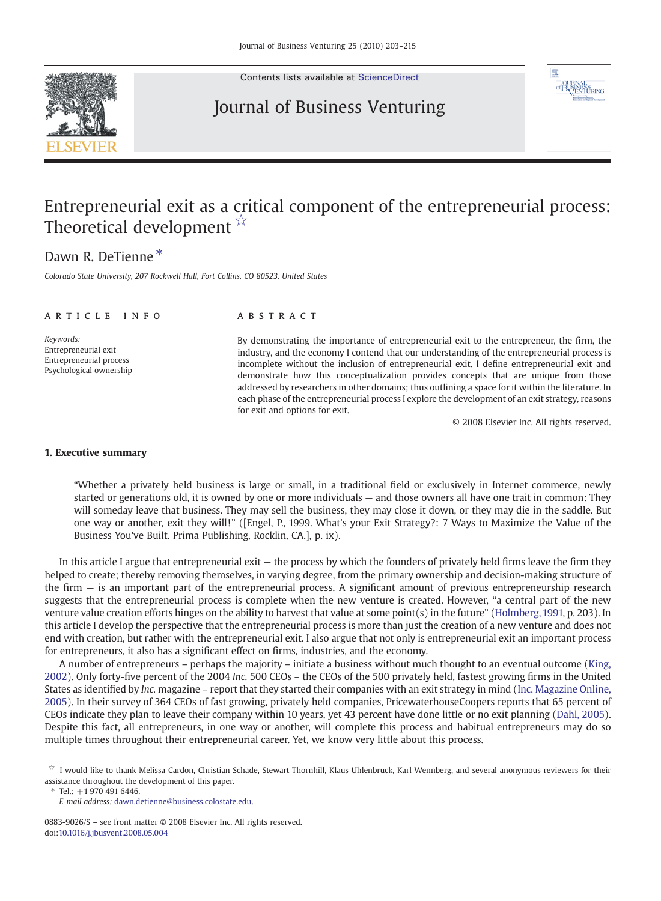Contents lists available at ScienceDirect

Journal of Business Venturing

# Entrepreneurial exit as a critical component of the entrepreneurial process: Theoretical development ☆

Dawn R. DeTienne *

*Colorado State University, 207 Rockwell Hall, Fort Collins, CO 80523, United States*

---

**ARTICLE INFO**

*Keywords:*
Entrepreneurial exit
Entrepreneurial process
Psychological ownership

**ABSTRACT**

By demonstrating the importance of entrepreneurial exit to the entrepreneur, the firm, the industry, and the economy I contend that our understanding of the entrepreneurial process is incomplete without the inclusion of entrepreneurial exit. I define entrepreneurial exit and demonstrate how this conceptualization provides concepts that are unique from those addressed by researchers in other domains; thus outlining a space for it within the literature. In each phase of the entrepreneurial process I explore the development of an exit strategy, reasons for exit and options for exit.

© 2008 Elsevier Inc. All rights reserved.

---

## 1. Executive summary

> "Whether a privately held business is large or small, in a traditional field or exclusively in Internet commerce, newly started or generations old, it is owned by one or more individuals — and those owners all have one trait in common: They will someday leave that business. They may sell the business, they may close it down, or they may die in the saddle. But one way or another, exit they will!" ([Engel, P., 1999. What's your Exit Strategy?: 7 Ways to Maximize the Value of the Business You've Built. Prima Publishing, Rocklin, CA.], p. ix).

In this article I argue that entrepreneurial exit — the process by which the founders of privately held firms leave the firm they helped to create; thereby removing themselves, in varying degree, from the primary ownership and decision-making structure of the firm — is an important part of the entrepreneurial process. A significant amount of previous entrepreneurship research suggests that the entrepreneurial process is complete when the new venture is created. However, "a central part of the new venture value creation efforts hinges on the ability to harvest that value at some point(s) in the future" (Holmberg, 1991, p. 203). In this article I develop the perspective that the entrepreneurial process is more than just the creation of a new venture and does not end with creation, but rather with the entrepreneurial exit. I also argue that not only is entrepreneurial exit an important process for entrepreneurs, it also has a significant effect on firms, industries, and the economy.

A number of entrepreneurs – perhaps the majority – initiate a business without much thought to an eventual outcome (King, 2002). Only forty-five percent of the 2004 *Inc.* 500 CEOs – the CEOs of the 500 privately held, fastest growing firms in the United States as identified by *Inc.* magazine – report that they started their companies with an exit strategy in mind (Inc. Magazine Online, 2005). In their survey of 364 CEOs of fast growing, privately held companies, PricewaterhouseCoopers reports that 65 percent of CEOs indicate they plan to leave their company within 10 years, yet 43 percent have done little or no exit planning (Dahl, 2005). Despite this fact, all entrepreneurs, in one way or another, will complete this process and habitual entrepreneurs may do so multiple times throughout their entrepreneurial career. Yet, we know very little about this process.

---

☆ I would like to thank Melissa Cardon, Christian Schade, Stewart Thornhill, Klaus Uhlenbruck, Karl Wennberg, and several anonymous reviewers for their assistance throughout the development of this paper.

* Tel.: +1 970 491 6446.
*E-mail address:* dawn.detienne@business.colostate.edu.

0883-9026/$ – see front matter © 2008 Elsevier Inc. All rights reserved.
doi:10.1016/j.jbusvent.2008.05.004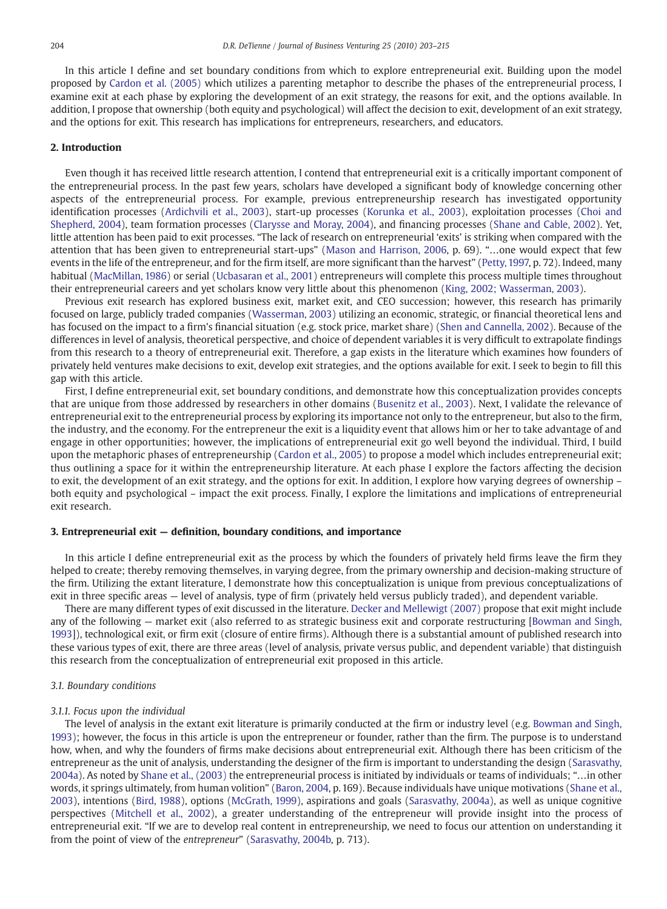In this article I define and set boundary conditions from which to explore entrepreneurial exit. Building upon the model proposed by Cardon et al. (2005) which utilizes a parenting metaphor to describe the phases of the entrepreneurial process, I examine exit at each phase by exploring the development of an exit strategy, the reasons for exit, and the options available. In addition, I propose that ownership (both equity and psychological) will affect the decision to exit, development of an exit strategy, and the options for exit. This research has implications for entrepreneurs, researchers, and educators.

## 2. Introduction

Even though it has received little research attention, I contend that entrepreneurial exit is a critically important component of the entrepreneurial process. In the past few years, scholars have developed a significant body of knowledge concerning other aspects of the entrepreneurial process. For example, previous entrepreneurship research has investigated opportunity identification processes (Ardichvili et al., 2003), start-up processes (Korunka et al., 2003), exploitation processes (Choi and Shepherd, 2004), team formation processes (Clarysse and Moray, 2004), and financing processes (Shane and Cable, 2002). Yet, little attention has been paid to exit processes. "The lack of research on entrepreneurial 'exits' is striking when compared with the attention that has been given to entrepreneurial start-ups" (Mason and Harrison, 2006, p. 69). "…one would expect that few events in the life of the entrepreneur, and for the firm itself, are more significant than the harvest" (Petty, 1997, p. 72). Indeed, many habitual (MacMillan, 1986) or serial (Ucbasaran et al., 2001) entrepreneurs will complete this process multiple times throughout their entrepreneurial careers and yet scholars know very little about this phenomenon (King, 2002; Wasserman, 2003).

Previous exit research has explored business exit, market exit, and CEO succession; however, this research has primarily focused on large, publicly traded companies (Wasserman, 2003) utilizing an economic, strategic, or financial theoretical lens and has focused on the impact to a firm's financial situation (e.g. stock price, market share) (Shen and Cannella, 2002). Because of the differences in level of analysis, theoretical perspective, and choice of dependent variables it is very difficult to extrapolate findings from this research to a theory of entrepreneurial exit. Therefore, a gap exists in the literature which examines how founders of privately held ventures make decisions to exit, develop exit strategies, and the options available for exit. I seek to begin to fill this gap with this article.

First, I define entrepreneurial exit, set boundary conditions, and demonstrate how this conceptualization provides concepts that are unique from those addressed by researchers in other domains (Busenitz et al., 2003). Next, I validate the relevance of entrepreneurial exit to the entrepreneurial process by exploring its importance not only to the entrepreneur, but also to the firm, the industry, and the economy. For the entrepreneur the exit is a liquidity event that allows him or her to take advantage of and engage in other opportunities; however, the implications of entrepreneurial exit go well beyond the individual. Third, I build upon the metaphoric phases of entrepreneurship (Cardon et al., 2005) to propose a model which includes entrepreneurial exit; thus outlining a space for it within the entrepreneurship literature. At each phase I explore the factors affecting the decision to exit, the development of an exit strategy, and the options for exit. In addition, I explore how varying degrees of ownership – both equity and psychological – impact the exit process. Finally, I explore the limitations and implications of entrepreneurial exit research.

## 3. Entrepreneurial exit — definition, boundary conditions, and importance

In this article I define entrepreneurial exit as the process by which the founders of privately held firms leave the firm they helped to create; thereby removing themselves, in varying degree, from the primary ownership and decision-making structure of the firm. Utilizing the extant literature, I demonstrate how this conceptualization is unique from previous conceptualizations of exit in three specific areas — level of analysis, type of firm (privately held versus publicly traded), and dependent variable.

There are many different types of exit discussed in the literature. Decker and Mellewigt (2007) propose that exit might include any of the following — market exit (also referred to as strategic business exit and corporate restructuring [Bowman and Singh, 1993]), technological exit, or firm exit (closure of entire firms). Although there is a substantial amount of published research into these various types of exit, there are three areas (level of analysis, private versus public, and dependent variable) that distinguish this research from the conceptualization of entrepreneurial exit proposed in this article.

### 3.1. Boundary conditions

#### 3.1.1. Focus upon the individual

The level of analysis in the extant exit literature is primarily conducted at the firm or industry level (e.g. Bowman and Singh, 1993); however, the focus in this article is upon the entrepreneur or founder, rather than the firm. The purpose is to understand how, when, and why the founders of firms make decisions about entrepreneurial exit. Although there has been criticism of the entrepreneur as the unit of analysis, understanding the designer of the firm is important to understanding the design (Sarasvathy, 2004a). As noted by Shane et al., (2003) the entrepreneurial process is initiated by individuals or teams of individuals; "…in other words, it springs ultimately, from human volition" (Baron, 2004, p. 169). Because individuals have unique motivations (Shane et al., 2003), intentions (Bird, 1988), options (McGrath, 1999), aspirations and goals (Sarasvathy, 2004a), as well as unique cognitive perspectives (Mitchell et al., 2002), a greater understanding of the entrepreneur will provide insight into the process of entrepreneurial exit. "If we are to develop real content in entrepreneurship, we need to focus our attention on understanding it from the point of view of the *entrepreneur*" (Sarasvathy, 2004b, p. 713).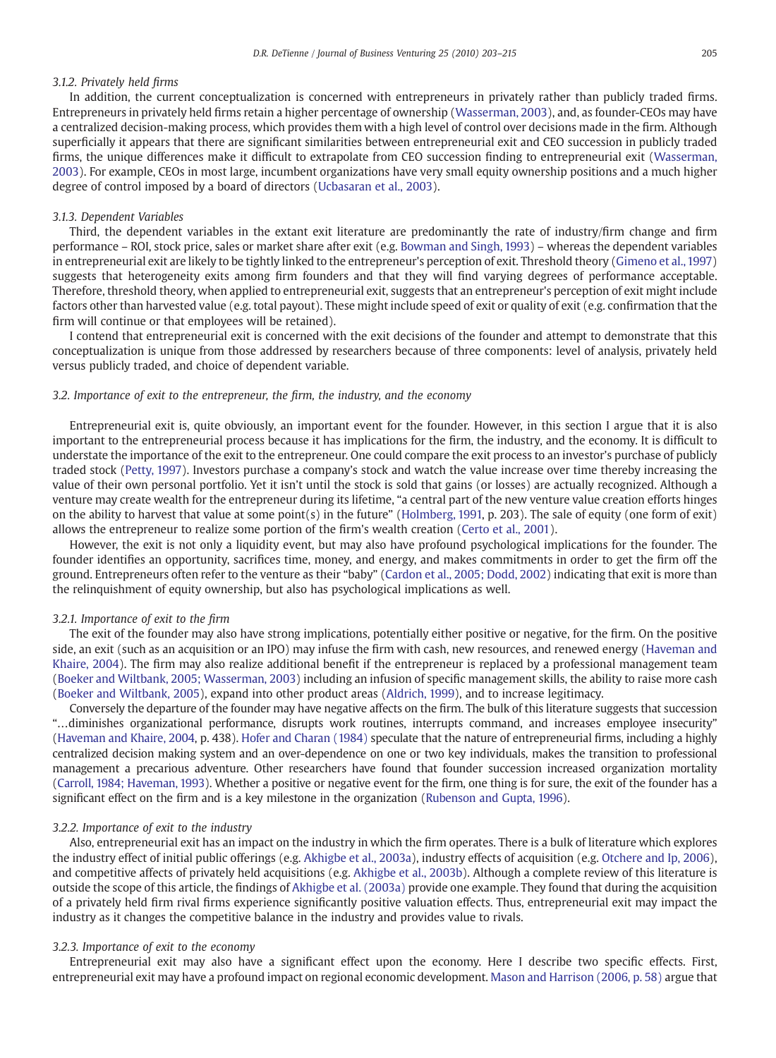#### 3.1.2. Privately held firms

In addition, the current conceptualization is concerned with entrepreneurs in privately rather than publicly traded firms. Entrepreneurs in privately held firms retain a higher percentage of ownership (Wasserman, 2003), and, as founder-CEOs may have a centralized decision-making process, which provides them with a high level of control over decisions made in the firm. Although superficially it appears that there are significant similarities between entrepreneurial exit and CEO succession in publicly traded firms, the unique differences make it difficult to extrapolate from CEO succession finding to entrepreneurial exit (Wasserman, 2003). For example, CEOs in most large, incumbent organizations have very small equity ownership positions and a much higher degree of control imposed by a board of directors (Ucbasaran et al., 2003).

#### 3.1.3. Dependent Variables

Third, the dependent variables in the extant exit literature are predominantly the rate of industry/firm change and firm performance – ROI, stock price, sales or market share after exit (e.g. Bowman and Singh, 1993) – whereas the dependent variables in entrepreneurial exit are likely to be tightly linked to the entrepreneur's perception of exit. Threshold theory (Gimeno et al., 1997) suggests that heterogeneity exits among firm founders and that they will find varying degrees of performance acceptable. Therefore, threshold theory, when applied to entrepreneurial exit, suggests that an entrepreneur's perception of exit might include factors other than harvested value (e.g. total payout). These might include speed of exit or quality of exit (e.g. confirmation that the firm will continue or that employees will be retained).

I contend that entrepreneurial exit is concerned with the exit decisions of the founder and attempt to demonstrate that this conceptualization is unique from those addressed by researchers because of three components: level of analysis, privately held versus publicly traded, and choice of dependent variable.

### 3.2. Importance of exit to the entrepreneur, the firm, the industry, and the economy

Entrepreneurial exit is, quite obviously, an important event for the founder. However, in this section I argue that it is also important to the entrepreneurial process because it has implications for the firm, the industry, and the economy. It is difficult to understate the importance of the exit to the entrepreneur. One could compare the exit process to an investor's purchase of publicly traded stock (Petty, 1997). Investors purchase a company's stock and watch the value increase over time thereby increasing the value of their own personal portfolio. Yet it isn't until the stock is sold that gains (or losses) are actually recognized. Although a venture may create wealth for the entrepreneur during its lifetime, "a central part of the new venture value creation efforts hinges on the ability to harvest that value at some point(s) in the future" (Holmberg, 1991, p. 203). The sale of equity (one form of exit) allows the entrepreneur to realize some portion of the firm's wealth creation (Certo et al., 2001).

However, the exit is not only a liquidity event, but may also have profound psychological implications for the founder. The founder identifies an opportunity, sacrifices time, money, and energy, and makes commitments in order to get the firm off the ground. Entrepreneurs often refer to the venture as their "baby" (Cardon et al., 2005; Dodd, 2002) indicating that exit is more than the relinquishment of equity ownership, but also has psychological implications as well.

#### 3.2.1. Importance of exit to the firm

The exit of the founder may also have strong implications, potentially either positive or negative, for the firm. On the positive side, an exit (such as an acquisition or an IPO) may infuse the firm with cash, new resources, and renewed energy (Haveman and Khaire, 2004). The firm may also realize additional benefit if the entrepreneur is replaced by a professional management team (Boeker and Wiltbank, 2005; Wasserman, 2003) including an infusion of specific management skills, the ability to raise more cash (Boeker and Wiltbank, 2005), expand into other product areas (Aldrich, 1999), and to increase legitimacy.

Conversely the departure of the founder may have negative affects on the firm. The bulk of this literature suggests that succession "…diminishes organizational performance, disrupts work routines, interrupts command, and increases employee insecurity" (Haveman and Khaire, 2004, p. 438). Hofer and Charan (1984) speculate that the nature of entrepreneurial firms, including a highly centralized decision making system and an over-dependence on one or two key individuals, makes the transition to professional management a precarious adventure. Other researchers have found that founder succession increased organization mortality (Carroll, 1984; Haveman, 1993). Whether a positive or negative event for the firm, one thing is for sure, the exit of the founder has a significant effect on the firm and is a key milestone in the organization (Rubenson and Gupta, 1996).

#### 3.2.2. Importance of exit to the industry

Also, entrepreneurial exit has an impact on the industry in which the firm operates. There is a bulk of literature which explores the industry effect of initial public offerings (e.g. Akhigbe et al., 2003a), industry effects of acquisition (e.g. Otchere and Ip, 2006), and competitive affects of privately held acquisitions (e.g. Akhigbe et al., 2003b). Although a complete review of this literature is outside the scope of this article, the findings of Akhigbe et al. (2003a) provide one example. They found that during the acquisition of a privately held firm rival firms experience significantly positive valuation effects. Thus, entrepreneurial exit may impact the industry as it changes the competitive balance in the industry and provides value to rivals.

#### 3.2.3. Importance of exit to the economy

Entrepreneurial exit may also have a significant effect upon the economy. Here I describe two specific effects. First, entrepreneurial exit may have a profound impact on regional economic development. Mason and Harrison (2006, p. 58) argue that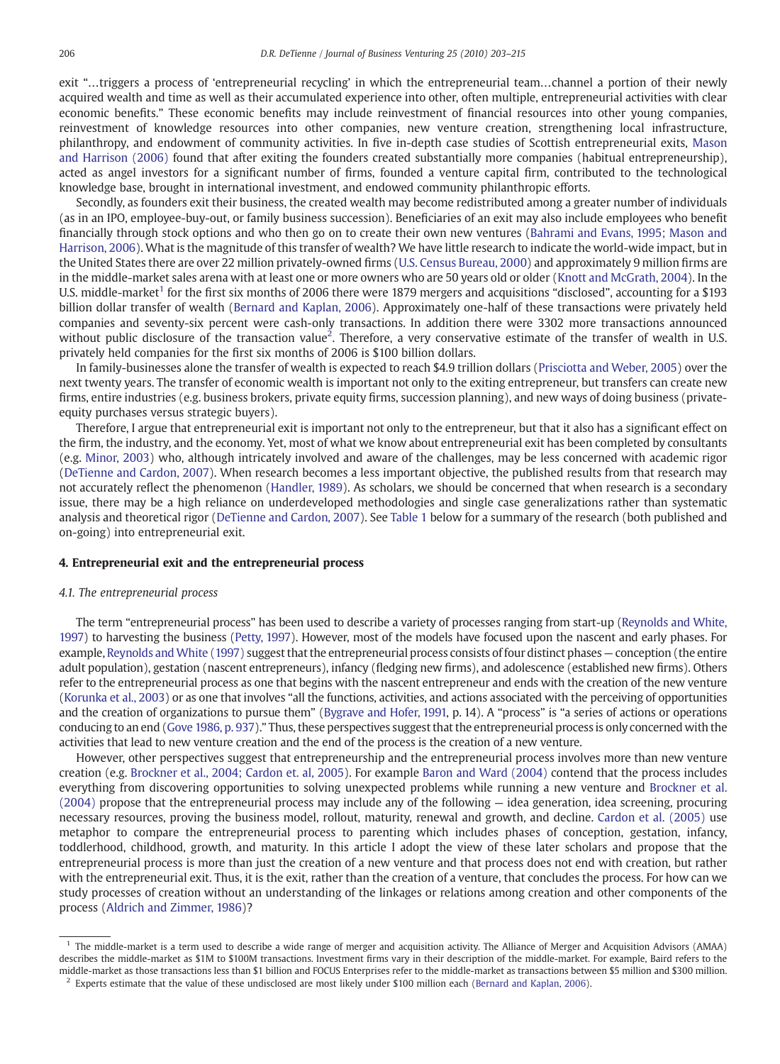exit "…triggers a process of 'entrepreneurial recycling' in which the entrepreneurial team…channel a portion of their newly acquired wealth and time as well as their accumulated experience into other, often multiple, entrepreneurial activities with clear economic benefits." These economic benefits may include reinvestment of financial resources into other young companies, reinvestment of knowledge resources into other companies, new venture creation, strengthening local infrastructure, philanthropy, and endowment of community activities. In five in-depth case studies of Scottish entrepreneurial exits, Mason and Harrison (2006) found that after exiting the founders created substantially more companies (habitual entrepreneurship), acted as angel investors for a significant number of firms, founded a venture capital firm, contributed to the technological knowledge base, brought in international investment, and endowed community philanthropic efforts.

Secondly, as founders exit their business, the created wealth may become redistributed among a greater number of individuals (as in an IPO, employee-buy-out, or family business succession). Beneficiaries of an exit may also include employees who benefit financially through stock options and who then go on to create their own new ventures (Bahrami and Evans, 1995; Mason and Harrison, 2006). What is the magnitude of this transfer of wealth? We have little research to indicate the world-wide impact, but in the United States there are over 22 million privately-owned firms (U.S. Census Bureau, 2000) and approximately 9 million firms are in the middle-market sales arena with at least one or more owners who are 50 years old or older (Knott and McGrath, 2004). In the U.S. middle-market[1] for the first six months of 2006 there were 1879 mergers and acquisitions "disclosed", accounting for a $193 billion dollar transfer of wealth (Bernard and Kaplan, 2006). Approximately one-half of these transactions were privately held companies and seventy-six percent were cash-only transactions. In addition there were 3302 more transactions announced without public disclosure of the transaction value[2]. Therefore, a very conservative estimate of the transfer of wealth in U.S. privately held companies for the first six months of 2006 is $100 billion dollars.

In family-businesses alone the transfer of wealth is expected to reach $4.9 trillion dollars (Prisciotta and Weber, 2005) over the next twenty years. The transfer of economic wealth is important not only to the exiting entrepreneur, but transfers can create new firms, entire industries (e.g. business brokers, private equity firms, succession planning), and new ways of doing business (private-equity purchases versus strategic buyers).

Therefore, I argue that entrepreneurial exit is important not only to the entrepreneur, but that it also has a significant effect on the firm, the industry, and the economy. Yet, most of what we know about entrepreneurial exit has been completed by consultants (e.g. Minor, 2003) who, although intricately involved and aware of the challenges, may be less concerned with academic rigor (DeTienne and Cardon, 2007). When research becomes a less important objective, the published results from that research may not accurately reflect the phenomenon (Handler, 1989). As scholars, we should be concerned that when research is a secondary issue, there may be a high reliance on underdeveloped methodologies and single case generalizations rather than systematic analysis and theoretical rigor (DeTienne and Cardon, 2007). See Table 1 below for a summary of the research (both published and on-going) into entrepreneurial exit.

## 4. Entrepreneurial exit and the entrepreneurial process

### *4.1. The entrepreneurial process*

The term "entrepreneurial process" has been used to describe a variety of processes ranging from start-up (Reynolds and White, 1997) to harvesting the business (Petty, 1997). However, most of the models have focused upon the nascent and early phases. For example, Reynolds and White (1997) suggest that the entrepreneurial process consists of four distinct phases — conception (the entire adult population), gestation (nascent entrepreneurs), infancy (fledging new firms), and adolescence (established new firms). Others refer to the entrepreneurial process as one that begins with the nascent entrepreneur and ends with the creation of the new venture (Korunka et al., 2003) or as one that involves "all the functions, activities, and actions associated with the perceiving of opportunities and the creation of organizations to pursue them" (Bygrave and Hofer, 1991, p. 14). A "process" is "a series of actions or operations conducing to an end (Gove 1986, p. 937)." Thus, these perspectives suggest that the entrepreneurial process is only concerned with the activities that lead to new venture creation and the end of the process is the creation of a new venture.

However, other perspectives suggest that entrepreneurship and the entrepreneurial process involves more than new venture creation (e.g. Brockner et al., 2004; Cardon et. al, 2005). For example Baron and Ward (2004) contend that the process includes everything from discovering opportunities to solving unexpected problems while running a new venture and Brockner et al. (2004) propose that the entrepreneurial process may include any of the following — idea generation, idea screening, procuring necessary resources, proving the business model, rollout, maturity, renewal and growth, and decline. Cardon et al. (2005) use metaphor to compare the entrepreneurial process to parenting which includes phases of conception, gestation, infancy, toddlerhood, childhood, growth, and maturity. In this article I adopt the view of these later scholars and propose that the entrepreneurial process is more than just the creation of a new venture and that process does not end with creation, but rather with the entrepreneurial exit. Thus, it is the exit, rather than the creation of a venture, that concludes the process. For how can we study processes of creation without an understanding of the linkages or relations among creation and other components of the process (Aldrich and Zimmer, 1986)?

[1] The middle-market is a term used to describe a wide range of merger and acquisition activity. The Alliance of Merger and Acquisition Advisors (AMAA) describes the middle-market as $1M to $100M transactions. Investment firms vary in their description of the middle-market. For example, Baird refers to the middle-market as those transactions less than $1 billion and FOCUS Enterprises refer to the middle-market as transactions between $5 million and $300 million.

[2] Experts estimate that the value of these undisclosed are most likely under $100 million each (Bernard and Kaplan, 2006).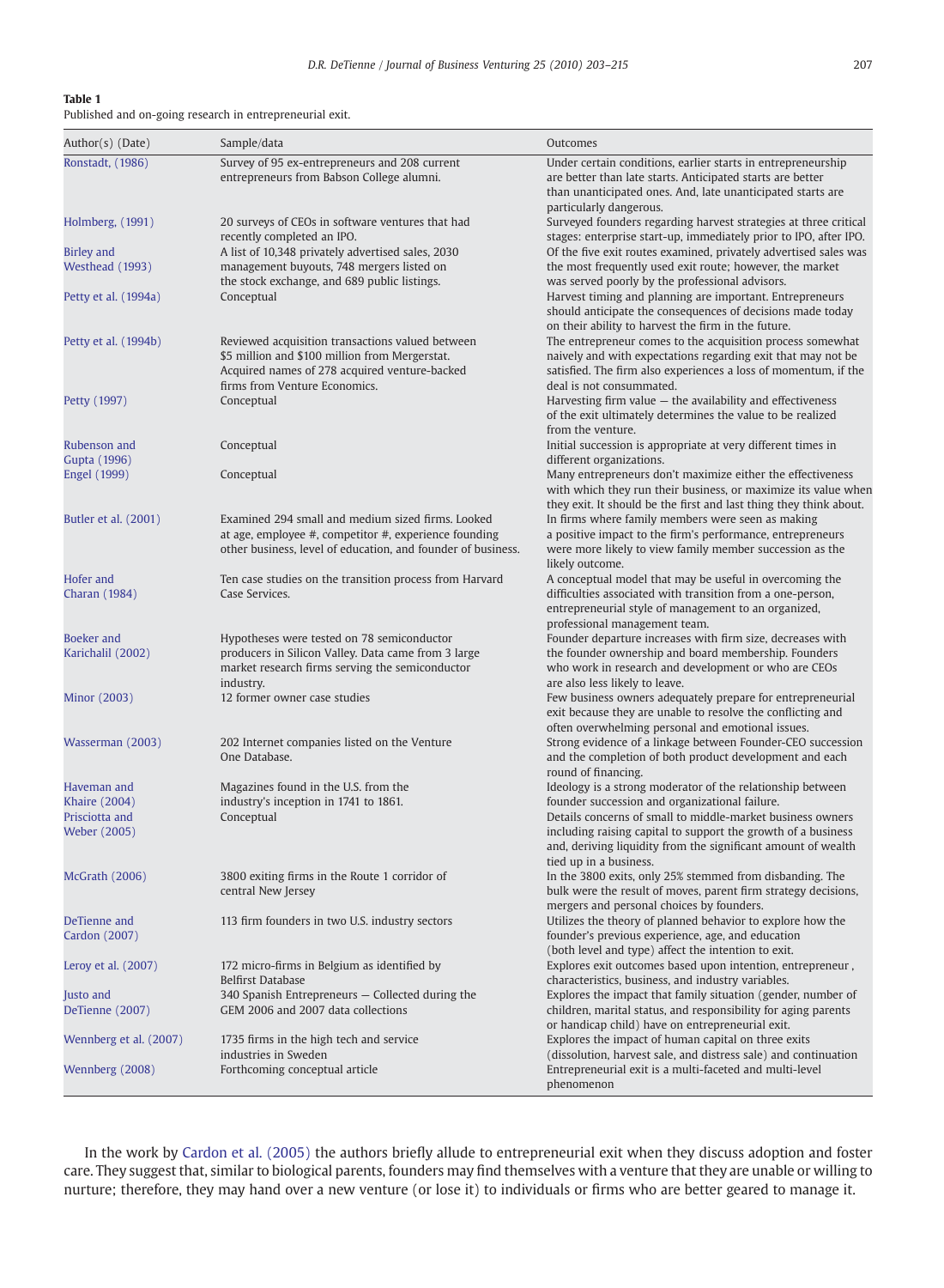**Table 1**
Published and on-going research in entrepreneurial exit.

| Author(s) (Date) | Sample/data | Outcomes |
|---|---|---|
| Ronstadt, (1986) | Survey of 95 ex-entrepreneurs and 208 current entrepreneurs from Babson College alumni. | Under certain conditions, earlier starts in entrepreneurship are better than late starts. Anticipated starts are better than unanticipated ones. And, late unanticipated starts are particularly dangerous. |
| Holmberg, (1991) | 20 surveys of CEOs in software ventures that had recently completed an IPO. | Surveyed founders regarding harvest strategies at three critical stages: enterprise start-up, immediately prior to IPO, after IPO. |
| Birley and Westhead (1993) | A list of 10,348 privately advertised sales, 2030 management buyouts, 748 mergers listed on the stock exchange, and 689 public listings. | Of the five exit routes examined, privately advertised sales was the most frequently used exit route; however, the market was served poorly by the professional advisors. |
| Petty et al. (1994a) | Conceptual | Harvest timing and planning are important. Entrepreneurs should anticipate the consequences of decisions made today on their ability to harvest the firm in the future. |
| Petty et al. (1994b) | Reviewed acquisition transactions valued between $5 million and $100 million from Mergerstat. Acquired names of 278 acquired venture-backed firms from Venture Economics. | The entrepreneur comes to the acquisition process somewhat naively and with expectations regarding exit that may not be satisfied. The firm also experiences a loss of momentum, if the deal is not consummated. |
| Petty (1997) | Conceptual | Harvesting firm value — the availability and effectiveness of the exit ultimately determines the value to be realized from the venture. |
| Rubenson and Gupta (1996) | Conceptual | Initial succession is appropriate at very different times in different organizations. |
| Engel (1999) | Conceptual | Many entrepreneurs don't maximize either the effectiveness with which they run their business, or maximize its value when they exit. It should be the first and last thing they think about. |
| Butler et al. (2001) | Examined 294 small and medium sized firms. Looked at age, employee #, competitor #, experience founding other business, level of education, and founder of business. | In firms where family members were seen as making a positive impact to the firm's performance, entrepreneurs were more likely to view family member succession as the likely outcome. |
| Hofer and Charan (1984) | Ten case studies on the transition process from Harvard Case Services. | A conceptual model that may be useful in overcoming the difficulties associated with transition from a one-person, entrepreneurial style of management to an organized, professional management team. |
| Boeker and Karichalil (2002) | Hypotheses were tested on 78 semiconductor producers in Silicon Valley. Data came from 3 large market research firms serving the semiconductor industry. | Founder departure increases with firm size, decreases with the founder ownership and board membership. Founders who work in research and development or who are CEOs are also less likely to leave. |
| Minor (2003) | 12 former owner case studies | Few business owners adequately prepare for entrepreneurial exit because they are unable to resolve the conflicting and often overwhelming personal and emotional issues. |
| Wasserman (2003) | 202 Internet companies listed on the Venture One Database. | Strong evidence of a linkage between Founder-CEO succession and the completion of both product development and each round of financing. |
| Haveman and Khaire (2004) | Magazines found in the U.S. from the industry's inception in 1741 to 1861. | Ideology is a strong moderator of the relationship between founder succession and organizational failure. |
| Prisciotta and Weber (2005) | Conceptual | Details concerns of small to middle-market business owners including raising capital to support the growth of a business and, deriving liquidity from the significant amount of wealth tied up in a business. |
| McGrath (2006) | 3800 exiting firms in the Route 1 corridor of central New Jersey | In the 3800 exits, only 25% stemmed from disbanding. The bulk were the result of moves, parent firm strategy decisions, mergers and personal choices by founders. |
| DeTienne and Cardon (2007) | 113 firm founders in two U.S. industry sectors | Utilizes the theory of planned behavior to explore how the founder's previous experience, age, and education (both level and type) affect the intention to exit. |
| Leroy et al. (2007) | 172 micro-firms in Belgium as identified by Belfirst Database | Explores exit outcomes based upon intention, entrepreneur , characteristics, business, and industry variables. |
| Justo and DeTienne (2007) | 340 Spanish Entrepreneurs — Collected during the GEM 2006 and 2007 data collections | Explores the impact that family situation (gender, number of children, marital status, and responsibility for aging parents or handicap child) have on entrepreneurial exit. |
| Wennberg et al. (2007) | 1735 firms in the high tech and service industries in Sweden | Explores the impact of human capital on three exits (dissolution, harvest sale, and distress sale) and continuation |
| Wennberg (2008) | Forthcoming conceptual article | Entrepreneurial exit is a multi-faceted and multi-level phenomenon |

In the work by Cardon et al. (2005) the authors briefly allude to entrepreneurial exit when they discuss adoption and foster care. They suggest that, similar to biological parents, founders may find themselves with a venture that they are unable or willing to nurture; therefore, they may hand over a new venture (or lose it) to individuals or firms who are better geared to manage it.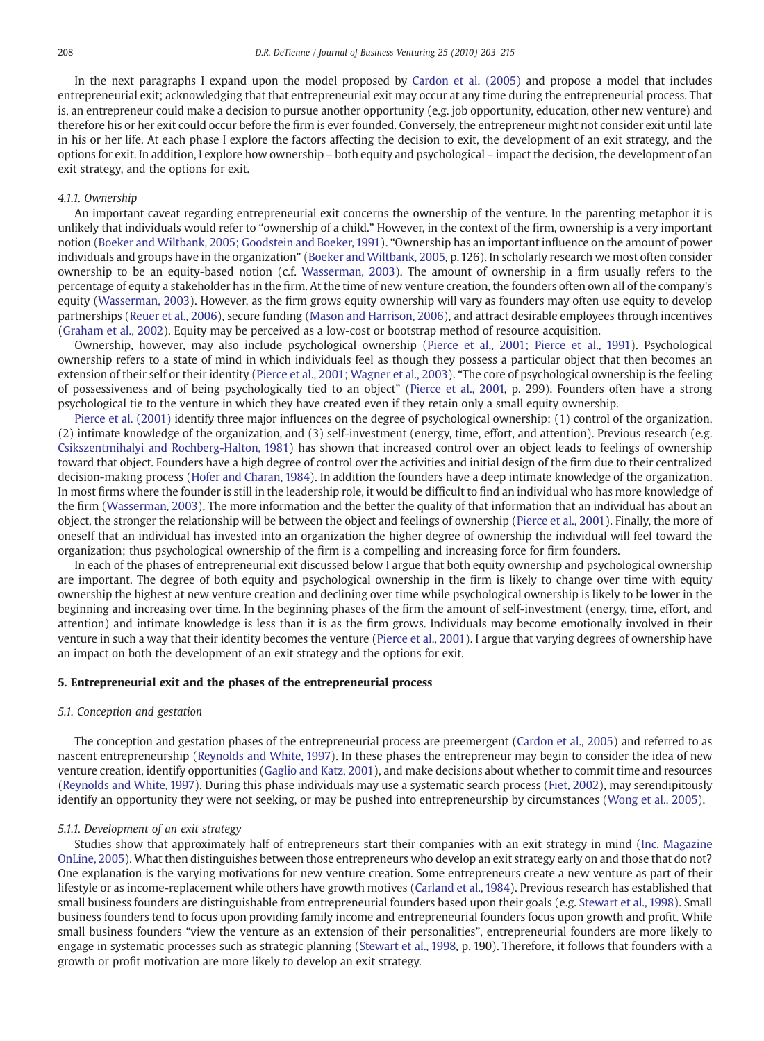In the next paragraphs I expand upon the model proposed by Cardon et al. (2005) and propose a model that includes entrepreneurial exit; acknowledging that that entrepreneurial exit may occur at any time during the entrepreneurial process. That is, an entrepreneur could make a decision to pursue another opportunity (e.g. job opportunity, education, other new venture) and therefore his or her exit could occur before the firm is ever founded. Conversely, the entrepreneur might not consider exit until late in his or her life. At each phase I explore the factors affecting the decision to exit, the development of an exit strategy, and the options for exit. In addition, I explore how ownership – both equity and psychological – impact the decision, the development of an exit strategy, and the options for exit.

#### *4.1.1. Ownership*

An important caveat regarding entrepreneurial exit concerns the ownership of the venture. In the parenting metaphor it is unlikely that individuals would refer to "ownership of a child." However, in the context of the firm, ownership is a very important notion (Boeker and Wiltbank, 2005; Goodstein and Boeker, 1991). "Ownership has an important influence on the amount of power individuals and groups have in the organization" (Boeker and Wiltbank, 2005, p. 126). In scholarly research we most often consider ownership to be an equity-based notion (c.f. Wasserman, 2003). The amount of ownership in a firm usually refers to the percentage of equity a stakeholder has in the firm. At the time of new venture creation, the founders often own all of the company's equity (Wasserman, 2003). However, as the firm grows equity ownership will vary as founders may often use equity to develop partnerships (Reuer et al., 2006), secure funding (Mason and Harrison, 2006), and attract desirable employees through incentives (Graham et al., 2002). Equity may be perceived as a low-cost or bootstrap method of resource acquisition.

Ownership, however, may also include psychological ownership (Pierce et al., 2001; Pierce et al., 1991). Psychological ownership refers to a state of mind in which individuals feel as though they possess a particular object that then becomes an extension of their self or their identity (Pierce et al., 2001; Wagner et al., 2003). "The core of psychological ownership is the feeling of possessiveness and of being psychologically tied to an object" (Pierce et al., 2001, p. 299). Founders often have a strong psychological tie to the venture in which they have created even if they retain only a small equity ownership.

Pierce et al. (2001) identify three major influences on the degree of psychological ownership: (1) control of the organization, (2) intimate knowledge of the organization, and (3) self-investment (energy, time, effort, and attention). Previous research (e.g. Csikszentmihalyi and Rochberg-Halton, 1981) has shown that increased control over an object leads to feelings of ownership toward that object. Founders have a high degree of control over the activities and initial design of the firm due to their centralized decision-making process (Hofer and Charan, 1984). In addition the founders have a deep intimate knowledge of the organization. In most firms where the founder is still in the leadership role, it would be difficult to find an individual who has more knowledge of the firm (Wasserman, 2003). The more information and the better the quality of that information that an individual has about an object, the stronger the relationship will be between the object and feelings of ownership (Pierce et al., 2001). Finally, the more of oneself that an individual has invested into an organization the higher degree of ownership the individual will feel toward the organization; thus psychological ownership of the firm is a compelling and increasing force for firm founders.

In each of the phases of entrepreneurial exit discussed below I argue that both equity ownership and psychological ownership are important. The degree of both equity and psychological ownership in the firm is likely to change over time with equity ownership the highest at new venture creation and declining over time while psychological ownership is likely to be lower in the beginning and increasing over time. In the beginning phases of the firm the amount of self-investment (energy, time, effort, and attention) and intimate knowledge is less than it is as the firm grows. Individuals may become emotionally involved in their venture in such a way that their identity becomes the venture (Pierce et al., 2001). I argue that varying degrees of ownership have an impact on both the development of an exit strategy and the options for exit.

## 5. Entrepreneurial exit and the phases of the entrepreneurial process

### *5.1. Conception and gestation*

The conception and gestation phases of the entrepreneurial process are preemergent (Cardon et al., 2005) and referred to as nascent entrepreneurship (Reynolds and White, 1997). In these phases the entrepreneur may begin to consider the idea of new venture creation, identify opportunities (Gaglio and Katz, 2001), and make decisions about whether to commit time and resources (Reynolds and White, 1997). During this phase individuals may use a systematic search process (Fiet, 2002), may serendipitously identify an opportunity they were not seeking, or may be pushed into entrepreneurship by circumstances (Wong et al., 2005).

#### *5.1.1. Development of an exit strategy*

Studies show that approximately half of entrepreneurs start their companies with an exit strategy in mind (Inc. Magazine OnLine, 2005). What then distinguishes between those entrepreneurs who develop an exit strategy early on and those that do not? One explanation is the varying motivations for new venture creation. Some entrepreneurs create a new venture as part of their lifestyle or as income-replacement while others have growth motives (Carland et al., 1984). Previous research has established that small business founders are distinguishable from entrepreneurial founders based upon their goals (e.g. Stewart et al., 1998). Small business founders tend to focus upon providing family income and entrepreneurial founders focus upon growth and profit. While small business founders "view the venture as an extension of their personalities", entrepreneurial founders are more likely to engage in systematic processes such as strategic planning (Stewart et al., 1998, p. 190). Therefore, it follows that founders with a growth or profit motivation are more likely to develop an exit strategy.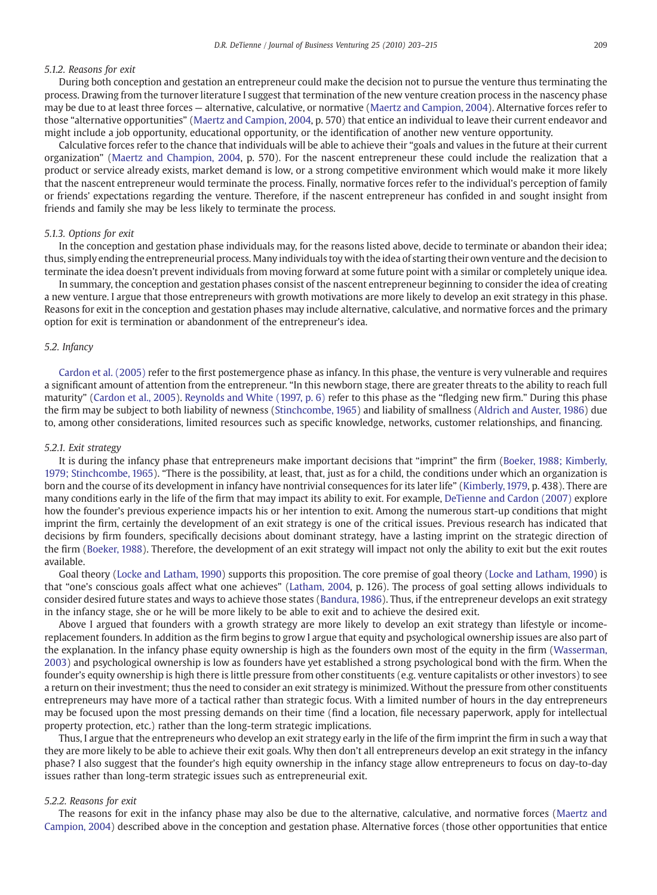#### 5.1.2. Reasons for exit

During both conception and gestation an entrepreneur could make the decision not to pursue the venture thus terminating the process. Drawing from the turnover literature I suggest that termination of the new venture creation process in the nascency phase may be due to at least three forces — alternative, calculative, or normative (Maertz and Campion, 2004). Alternative forces refer to those "alternative opportunities" (Maertz and Campion, 2004, p. 570) that entice an individual to leave their current endeavor and might include a job opportunity, educational opportunity, or the identification of another new venture opportunity.

Calculative forces refer to the chance that individuals will be able to achieve their "goals and values in the future at their current organization" (Maertz and Champion, 2004, p. 570). For the nascent entrepreneur these could include the realization that a product or service already exists, market demand is low, or a strong competitive environment which would make it more likely that the nascent entrepreneur would terminate the process. Finally, normative forces refer to the individual's perception of family or friends' expectations regarding the venture. Therefore, if the nascent entrepreneur has confided in and sought insight from friends and family she may be less likely to terminate the process.

#### 5.1.3. Options for exit

In the conception and gestation phase individuals may, for the reasons listed above, decide to terminate or abandon their idea; thus, simply ending the entrepreneurial process. Many individuals toy with the idea of starting their own venture and the decision to terminate the idea doesn't prevent individuals from moving forward at some future point with a similar or completely unique idea.

In summary, the conception and gestation phases consist of the nascent entrepreneur beginning to consider the idea of creating a new venture. I argue that those entrepreneurs with growth motivations are more likely to develop an exit strategy in this phase. Reasons for exit in the conception and gestation phases may include alternative, calculative, and normative forces and the primary option for exit is termination or abandonment of the entrepreneur's idea.

### 5.2. Infancy

Cardon et al. (2005) refer to the first postemergence phase as infancy. In this phase, the venture is very vulnerable and requires a significant amount of attention from the entrepreneur. "In this newborn stage, there are greater threats to the ability to reach full maturity" (Cardon et al., 2005). Reynolds and White (1997, p. 6) refer to this phase as the "fledging new firm." During this phase the firm may be subject to both liability of newness (Stinchcombe, 1965) and liability of smallness (Aldrich and Auster, 1986) due to, among other considerations, limited resources such as specific knowledge, networks, customer relationships, and financing.

#### 5.2.1. Exit strategy

It is during the infancy phase that entrepreneurs make important decisions that "imprint" the firm (Boeker, 1988; Kimberly, 1979; Stinchcombe, 1965). "There is the possibility, at least, that, just as for a child, the conditions under which an organization is born and the course of its development in infancy have nontrivial consequences for its later life" (Kimberly, 1979, p. 438). There are many conditions early in the life of the firm that may impact its ability to exit. For example, DeTienne and Cardon (2007) explore how the founder's previous experience impacts his or her intention to exit. Among the numerous start-up conditions that might imprint the firm, certainly the development of an exit strategy is one of the critical issues. Previous research has indicated that decisions by firm founders, specifically decisions about dominant strategy, have a lasting imprint on the strategic direction of the firm (Boeker, 1988). Therefore, the development of an exit strategy will impact not only the ability to exit but the exit routes available.

Goal theory (Locke and Latham, 1990) supports this proposition. The core premise of goal theory (Locke and Latham, 1990) is that "one's conscious goals affect what one achieves" (Latham, 2004, p. 126). The process of goal setting allows individuals to consider desired future states and ways to achieve those states (Bandura, 1986). Thus, if the entrepreneur develops an exit strategy in the infancy stage, she or he will be more likely to be able to exit and to achieve the desired exit.

Above I argued that founders with a growth strategy are more likely to develop an exit strategy than lifestyle or income-replacement founders. In addition as the firm begins to grow I argue that equity and psychological ownership issues are also part of the explanation. In the infancy phase equity ownership is high as the founders own most of the equity in the firm (Wasserman, 2003) and psychological ownership is low as founders have yet established a strong psychological bond with the firm. When the founder's equity ownership is high there is little pressure from other constituents (e.g. venture capitalists or other investors) to see a return on their investment; thus the need to consider an exit strategy is minimized. Without the pressure from other constituents entrepreneurs may have more of a tactical rather than strategic focus. With a limited number of hours in the day entrepreneurs may be focused upon the most pressing demands on their time (find a location, file necessary paperwork, apply for intellectual property protection, etc.) rather than the long-term strategic implications.

Thus, I argue that the entrepreneurs who develop an exit strategy early in the life of the firm imprint the firm in such a way that they are more likely to be able to achieve their exit goals. Why then don't all entrepreneurs develop an exit strategy in the infancy phase? I also suggest that the founder's high equity ownership in the infancy stage allow entrepreneurs to focus on day-to-day issues rather than long-term strategic issues such as entrepreneurial exit.

#### 5.2.2. Reasons for exit

The reasons for exit in the infancy phase may also be due to the alternative, calculative, and normative forces (Maertz and Campion, 2004) described above in the conception and gestation phase. Alternative forces (those other opportunities that entice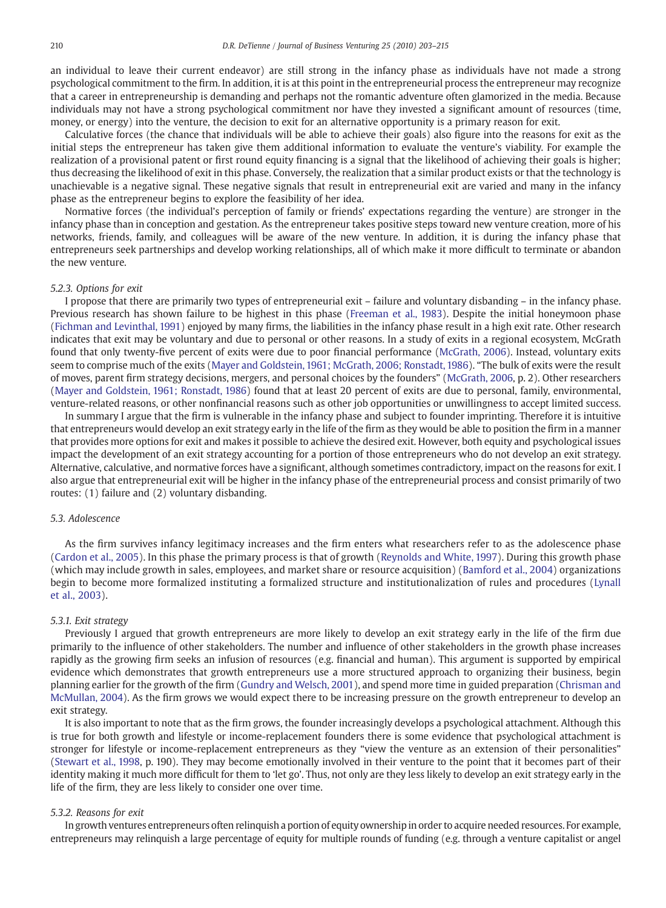an individual to leave their current endeavor) are still strong in the infancy phase as individuals have not made a strong psychological commitment to the firm. In addition, it is at this point in the entrepreneurial process the entrepreneur may recognize that a career in entrepreneurship is demanding and perhaps not the romantic adventure often glamorized in the media. Because individuals may not have a strong psychological commitment nor have they invested a significant amount of resources (time, money, or energy) into the venture, the decision to exit for an alternative opportunity is a primary reason for exit.

Calculative forces (the chance that individuals will be able to achieve their goals) also figure into the reasons for exit as the initial steps the entrepreneur has taken give them additional information to evaluate the venture's viability. For example the realization of a provisional patent or first round equity financing is a signal that the likelihood of achieving their goals is higher; thus decreasing the likelihood of exit in this phase. Conversely, the realization that a similar product exists or that the technology is unachievable is a negative signal. These negative signals that result in entrepreneurial exit are varied and many in the infancy phase as the entrepreneur begins to explore the feasibility of her idea.

Normative forces (the individual's perception of family or friends' expectations regarding the venture) are stronger in the infancy phase than in conception and gestation. As the entrepreneur takes positive steps toward new venture creation, more of his networks, friends, family, and colleagues will be aware of the new venture. In addition, it is during the infancy phase that entrepreneurs seek partnerships and develop working relationships, all of which make it more difficult to terminate or abandon the new venture.

#### 5.2.3. Options for exit

I propose that there are primarily two types of entrepreneurial exit – failure and voluntary disbanding – in the infancy phase. Previous research has shown failure to be highest in this phase (Freeman et al., 1983). Despite the initial honeymoon phase (Fichman and Levinthal, 1991) enjoyed by many firms, the liabilities in the infancy phase result in a high exit rate. Other research indicates that exit may be voluntary and due to personal or other reasons. In a study of exits in a regional ecosystem, McGrath found that only twenty-five percent of exits were due to poor financial performance (McGrath, 2006). Instead, voluntary exits seem to comprise much of the exits (Mayer and Goldstein, 1961; McGrath, 2006; Ronstadt, 1986). "The bulk of exits were the result of moves, parent firm strategy decisions, mergers, and personal choices by the founders" (McGrath, 2006, p. 2). Other researchers (Mayer and Goldstein, 1961; Ronstadt, 1986) found that at least 20 percent of exits are due to personal, family, environmental, venture-related reasons, or other nonfinancial reasons such as other job opportunities or unwillingness to accept limited success.

In summary I argue that the firm is vulnerable in the infancy phase and subject to founder imprinting. Therefore it is intuitive that entrepreneurs would develop an exit strategy early in the life of the firm as they would be able to position the firm in a manner that provides more options for exit and makes it possible to achieve the desired exit. However, both equity and psychological issues impact the development of an exit strategy accounting for a portion of those entrepreneurs who do not develop an exit strategy. Alternative, calculative, and normative forces have a significant, although sometimes contradictory, impact on the reasons for exit. I also argue that entrepreneurial exit will be higher in the infancy phase of the entrepreneurial process and consist primarily of two routes: (1) failure and (2) voluntary disbanding.

### 5.3. Adolescence

As the firm survives infancy legitimacy increases and the firm enters what researchers refer to as the adolescence phase (Cardon et al., 2005). In this phase the primary process is that of growth (Reynolds and White, 1997). During this growth phase (which may include growth in sales, employees, and market share or resource acquisition) (Bamford et al., 2004) organizations begin to become more formalized instituting a formalized structure and institutionalization of rules and procedures (Lynall et al., 2003).

#### 5.3.1. Exit strategy

Previously I argued that growth entrepreneurs are more likely to develop an exit strategy early in the life of the firm due primarily to the influence of other stakeholders. The number and influence of other stakeholders in the growth phase increases rapidly as the growing firm seeks an infusion of resources (e.g. financial and human). This argument is supported by empirical evidence which demonstrates that growth entrepreneurs use a more structured approach to organizing their business, begin planning earlier for the growth of the firm (Gundry and Welsch, 2001), and spend more time in guided preparation (Chrisman and McMullan, 2004). As the firm grows we would expect there to be increasing pressure on the growth entrepreneur to develop an exit strategy.

It is also important to note that as the firm grows, the founder increasingly develops a psychological attachment. Although this is true for both growth and lifestyle or income-replacement founders there is some evidence that psychological attachment is stronger for lifestyle or income-replacement entrepreneurs as they "view the venture as an extension of their personalities" (Stewart et al., 1998, p. 190). They may become emotionally involved in their venture to the point that it becomes part of their identity making it much more difficult for them to 'let go'. Thus, not only are they less likely to develop an exit strategy early in the life of the firm, they are less likely to consider one over time.

#### 5.3.2. Reasons for exit

In growth ventures entrepreneurs often relinquish a portion of equity ownership in order to acquire needed resources. For example, entrepreneurs may relinquish a large percentage of equity for multiple rounds of funding (e.g. through a venture capitalist or angel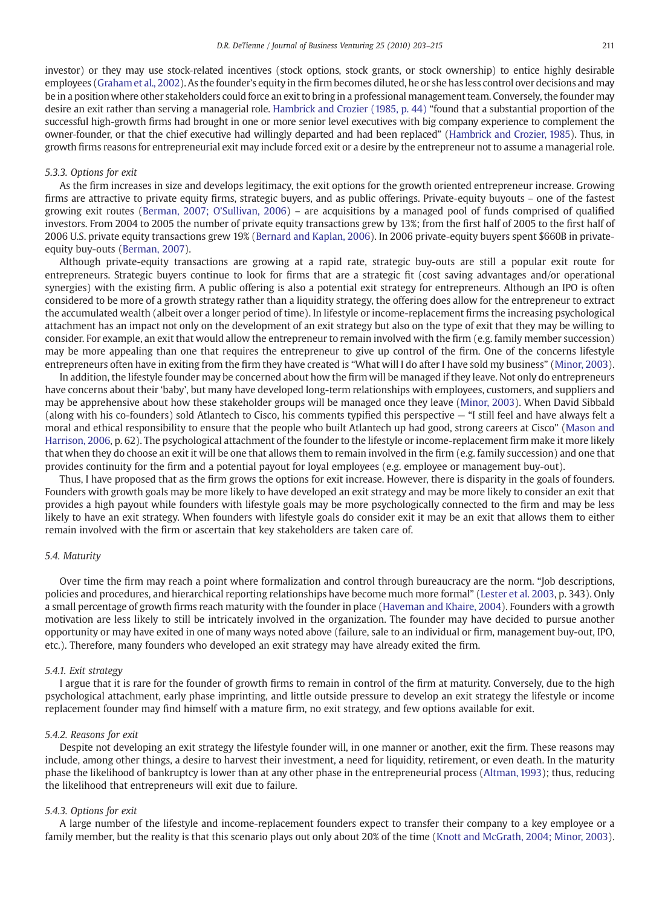investor) or they may use stock-related incentives (stock options, stock grants, or stock ownership) to entice highly desirable employees (Graham et al., 2002). As the founder's equity in the firm becomes diluted, he or she has less control over decisions and may be in a position where other stakeholders could force an exit to bring in a professional management team. Conversely, the founder may desire an exit rather than serving a managerial role. Hambrick and Crozier (1985, p. 44) "found that a substantial proportion of the successful high-growth firms had brought in one or more senior level executives with big company experience to complement the owner-founder, or that the chief executive had willingly departed and had been replaced" (Hambrick and Crozier, 1985). Thus, in growth firms reasons for entrepreneurial exit may include forced exit or a desire by the entrepreneur not to assume a managerial role.

#### *5.3.3. Options for exit*

As the firm increases in size and develops legitimacy, the exit options for the growth oriented entrepreneur increase. Growing firms are attractive to private equity firms, strategic buyers, and as public offerings. Private-equity buyouts – one of the fastest growing exit routes (Berman, 2007; O'Sullivan, 2006) – are acquisitions by a managed pool of funds comprised of qualified investors. From 2004 to 2005 the number of private equity transactions grew by 13%; from the first half of 2005 to the first half of 2006 U.S. private equity transactions grew 19% (Bernard and Kaplan, 2006). In 2006 private-equity buyers spent $660B in private-equity buy-outs (Berman, 2007).

Although private-equity transactions are growing at a rapid rate, strategic buy-outs are still a popular exit route for entrepreneurs. Strategic buyers continue to look for firms that are a strategic fit (cost saving advantages and/or operational synergies) with the existing firm. A public offering is also a potential exit strategy for entrepreneurs. Although an IPO is often considered to be more of a growth strategy rather than a liquidity strategy, the offering does allow for the entrepreneur to extract the accumulated wealth (albeit over a longer period of time). In lifestyle or income-replacement firms the increasing psychological attachment has an impact not only on the development of an exit strategy but also on the type of exit that they may be willing to consider. For example, an exit that would allow the entrepreneur to remain involved with the firm (e.g. family member succession) may be more appealing than one that requires the entrepreneur to give up control of the firm. One of the concerns lifestyle entrepreneurs often have in exiting from the firm they have created is "What will I do after I have sold my business" (Minor, 2003).

In addition, the lifestyle founder may be concerned about how the firm will be managed if they leave. Not only do entrepreneurs have concerns about their 'baby', but many have developed long-term relationships with employees, customers, and suppliers and may be apprehensive about how these stakeholder groups will be managed once they leave (Minor, 2003). When David Sibbald (along with his co-founders) sold Atlantech to Cisco, his comments typified this perspective — "I still feel and have always felt a moral and ethical responsibility to ensure that the people who built Atlantech up had good, strong careers at Cisco" (Mason and Harrison, 2006, p. 62). The psychological attachment of the founder to the lifestyle or income-replacement firm make it more likely that when they do choose an exit it will be one that allows them to remain involved in the firm (e.g. family succession) and one that provides continuity for the firm and a potential payout for loyal employees (e.g. employee or management buy-out).

Thus, I have proposed that as the firm grows the options for exit increase. However, there is disparity in the goals of founders. Founders with growth goals may be more likely to have developed an exit strategy and may be more likely to consider an exit that provides a high payout while founders with lifestyle goals may be more psychologically connected to the firm and may be less likely to have an exit strategy. When founders with lifestyle goals do consider exit it may be an exit that allows them to either remain involved with the firm or ascertain that key stakeholders are taken care of.

### *5.4. Maturity*

Over time the firm may reach a point where formalization and control through bureaucracy are the norm. "Job descriptions, policies and procedures, and hierarchical reporting relationships have become much more formal" (Lester et al. 2003, p. 343). Only a small percentage of growth firms reach maturity with the founder in place (Haveman and Khaire, 2004). Founders with a growth motivation are less likely to still be intricately involved in the organization. The founder may have decided to pursue another opportunity or may have exited in one of many ways noted above (failure, sale to an individual or firm, management buy-out, IPO, etc.). Therefore, many founders who developed an exit strategy may have already exited the firm.

#### *5.4.1. Exit strategy*

I argue that it is rare for the founder of growth firms to remain in control of the firm at maturity. Conversely, due to the high psychological attachment, early phase imprinting, and little outside pressure to develop an exit strategy the lifestyle or income replacement founder may find himself with a mature firm, no exit strategy, and few options available for exit.

#### *5.4.2. Reasons for exit*

Despite not developing an exit strategy the lifestyle founder will, in one manner or another, exit the firm. These reasons may include, among other things, a desire to harvest their investment, a need for liquidity, retirement, or even death. In the maturity phase the likelihood of bankruptcy is lower than at any other phase in the entrepreneurial process (Altman, 1993); thus, reducing the likelihood that entrepreneurs will exit due to failure.

#### *5.4.3. Options for exit*

A large number of the lifestyle and income-replacement founders expect to transfer their company to a key employee or a family member, but the reality is that this scenario plays out only about 20% of the time (Knott and McGrath, 2004; Minor, 2003).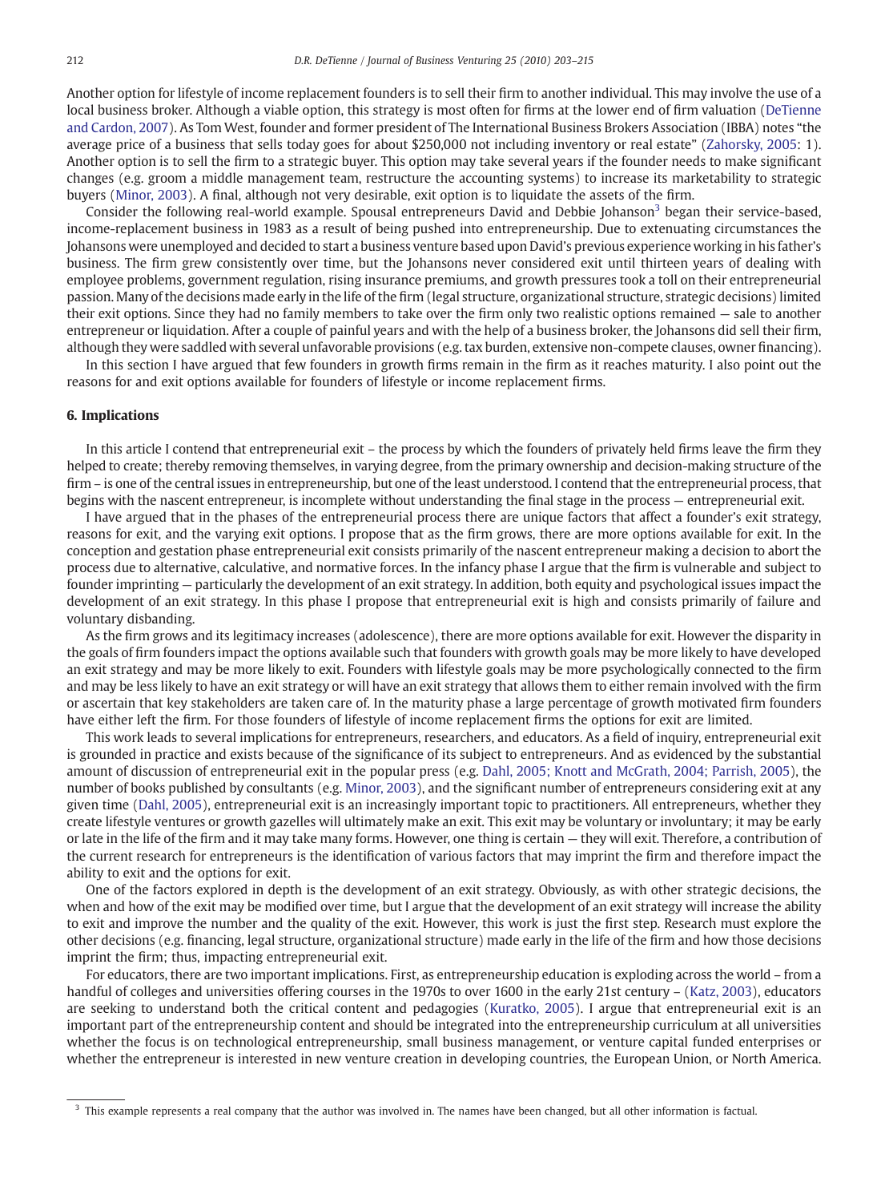Another option for lifestyle of income replacement founders is to sell their firm to another individual. This may involve the use of a local business broker. Although a viable option, this strategy is most often for firms at the lower end of firm valuation (DeTienne and Cardon, 2007). As Tom West, founder and former president of The International Business Brokers Association (IBBA) notes "the average price of a business that sells today goes for about $250,000 not including inventory or real estate" (Zahorsky, 2005: 1). Another option is to sell the firm to a strategic buyer. This option may take several years if the founder needs to make significant changes (e.g. groom a middle management team, restructure the accounting systems) to increase its marketability to strategic buyers (Minor, 2003). A final, although not very desirable, exit option is to liquidate the assets of the firm.

Consider the following real-world example. Spousal entrepreneurs David and Debbie Johanson[3] began their service-based, income-replacement business in 1983 as a result of being pushed into entrepreneurship. Due to extenuating circumstances the Johansons were unemployed and decided to start a business venture based upon David's previous experience working in his father's business. The firm grew consistently over time, but the Johansons never considered exit until thirteen years of dealing with employee problems, government regulation, rising insurance premiums, and growth pressures took a toll on their entrepreneurial passion. Many of the decisions made early in the life of the firm (legal structure, organizational structure, strategic decisions) limited their exit options. Since they had no family members to take over the firm only two realistic options remained — sale to another entrepreneur or liquidation. After a couple of painful years and with the help of a business broker, the Johansons did sell their firm, although they were saddled with several unfavorable provisions (e.g. tax burden, extensive non-compete clauses, owner financing).

In this section I have argued that few founders in growth firms remain in the firm as it reaches maturity. I also point out the reasons for and exit options available for founders of lifestyle or income replacement firms.

## 6. Implications

In this article I contend that entrepreneurial exit – the process by which the founders of privately held firms leave the firm they helped to create; thereby removing themselves, in varying degree, from the primary ownership and decision-making structure of the firm – is one of the central issues in entrepreneurship, but one of the least understood. I contend that the entrepreneurial process, that begins with the nascent entrepreneur, is incomplete without understanding the final stage in the process — entrepreneurial exit.

I have argued that in the phases of the entrepreneurial process there are unique factors that affect a founder's exit strategy, reasons for exit, and the varying exit options. I propose that as the firm grows, there are more options available for exit. In the conception and gestation phase entrepreneurial exit consists primarily of the nascent entrepreneur making a decision to abort the process due to alternative, calculative, and normative forces. In the infancy phase I argue that the firm is vulnerable and subject to founder imprinting — particularly the development of an exit strategy. In addition, both equity and psychological issues impact the development of an exit strategy. In this phase I propose that entrepreneurial exit is high and consists primarily of failure and voluntary disbanding.

As the firm grows and its legitimacy increases (adolescence), there are more options available for exit. However the disparity in the goals of firm founders impact the options available such that founders with growth goals may be more likely to have developed an exit strategy and may be more likely to exit. Founders with lifestyle goals may be more psychologically connected to the firm and may be less likely to have an exit strategy or will have an exit strategy that allows them to either remain involved with the firm or ascertain that key stakeholders are taken care of. In the maturity phase a large percentage of growth motivated firm founders have either left the firm. For those founders of lifestyle of income replacement firms the options for exit are limited.

This work leads to several implications for entrepreneurs, researchers, and educators. As a field of inquiry, entrepreneurial exit is grounded in practice and exists because of the significance of its subject to entrepreneurs. And as evidenced by the substantial amount of discussion of entrepreneurial exit in the popular press (e.g. Dahl, 2005; Knott and McGrath, 2004; Parrish, 2005), the number of books published by consultants (e.g. Minor, 2003), and the significant number of entrepreneurs considering exit at any given time (Dahl, 2005), entrepreneurial exit is an increasingly important topic to practitioners. All entrepreneurs, whether they create lifestyle ventures or growth gazelles will ultimately make an exit. This exit may be voluntary or involuntary; it may be early or late in the life of the firm and it may take many forms. However, one thing is certain — they will exit. Therefore, a contribution of the current research for entrepreneurs is the identification of various factors that may imprint the firm and therefore impact the ability to exit and the options for exit.

One of the factors explored in depth is the development of an exit strategy. Obviously, as with other strategic decisions, the when and how of the exit may be modified over time, but I argue that the development of an exit strategy will increase the ability to exit and improve the number and the quality of the exit. However, this work is just the first step. Research must explore the other decisions (e.g. financing, legal structure, organizational structure) made early in the life of the firm and how those decisions imprint the firm; thus, impacting entrepreneurial exit.

For educators, there are two important implications. First, as entrepreneurship education is exploding across the world – from a handful of colleges and universities offering courses in the 1970s to over 1600 in the early 21st century – (Katz, 2003), educators are seeking to understand both the critical content and pedagogies (Kuratko, 2005). I argue that entrepreneurial exit is an important part of the entrepreneurship content and should be integrated into the entrepreneurship curriculum at all universities whether the focus is on technological entrepreneurship, small business management, or venture capital funded enterprises or whether the entrepreneur is interested in new venture creation in developing countries, the European Union, or North America.

[3] This example represents a real company that the author was involved in. The names have been changed, but all other information is factual.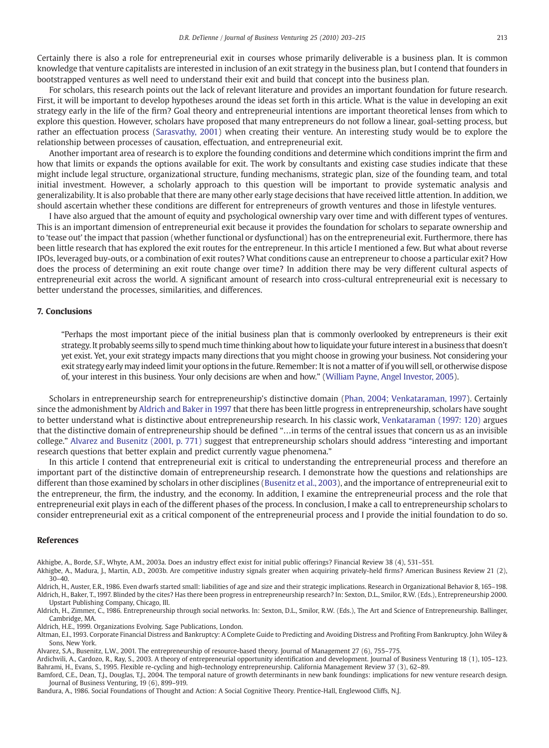Certainly there is also a role for entrepreneurial exit in courses whose primarily deliverable is a business plan. It is common knowledge that venture capitalists are interested in inclusion of an exit strategy in the business plan, but I contend that founders in bootstrapped ventures as well need to understand their exit and build that concept into the business plan.

For scholars, this research points out the lack of relevant literature and provides an important foundation for future research. First, it will be important to develop hypotheses around the ideas set forth in this article. What is the value in developing an exit strategy early in the life of the firm? Goal theory and entrepreneurial intentions are important theoretical lenses from which to explore this question. However, scholars have proposed that many entrepreneurs do not follow a linear, goal-setting process, but rather an effectuation process (Sarasvathy, 2001) when creating their venture. An interesting study would be to explore the relationship between processes of causation, effectuation, and entrepreneurial exit.

Another important area of research is to explore the founding conditions and determine which conditions imprint the firm and how that limits or expands the options available for exit. The work by consultants and existing case studies indicate that these might include legal structure, organizational structure, funding mechanisms, strategic plan, size of the founding team, and total initial investment. However, a scholarly approach to this question will be important to provide systematic analysis and generalizability. It is also probable that there are many other early stage decisions that have received little attention. In addition, we should ascertain whether these conditions are different for entrepreneurs of growth ventures and those in lifestyle ventures.

I have also argued that the amount of equity and psychological ownership vary over time and with different types of ventures. This is an important dimension of entrepreneurial exit because it provides the foundation for scholars to separate ownership and to 'tease out' the impact that passion (whether functional or dysfunctional) has on the entrepreneurial exit. Furthermore, there has been little research that has explored the exit routes for the entrepreneur. In this article I mentioned a few. But what about reverse IPOs, leveraged buy-outs, or a combination of exit routes? What conditions cause an entrepreneur to choose a particular exit? How does the process of determining an exit route change over time? In addition there may be very different cultural aspects of entrepreneurial exit across the world. A significant amount of research into cross-cultural entrepreneurial exit is necessary to better understand the processes, similarities, and differences.

## 7. Conclusions

> "Perhaps the most important piece of the initial business plan that is commonly overlooked by entrepreneurs is their exit strategy. It probably seems silly to spend much time thinking about how to liquidate your future interest in a business that doesn't yet exist. Yet, your exit strategy impacts many directions that you might choose in growing your business. Not considering your exit strategy early may indeed limit your options in the future. Remember: It is not a matter of if you will sell, or otherwise dispose of, your interest in this business. Your only decisions are when and how." (William Payne, Angel Investor, 2005).

Scholars in entrepreneurship search for entrepreneurship's distinctive domain (Phan, 2004; Venkataraman, 1997). Certainly since the admonishment by Aldrich and Baker in 1997 that there has been little progress in entrepreneurship, scholars have sought to better understand what is distinctive about entrepreneurship research. In his classic work, Venkataraman (1997: 120) argues that the distinctive domain of entrepreneurship should be defined "…in terms of the central issues that concern us as an invisible college." Alvarez and Busenitz (2001, p. 771) suggest that entrepreneurship scholars should address "interesting and important research questions that better explain and predict currently vague phenomena."

In this article I contend that entrepreneurial exit is critical to understanding the entrepreneurial process and therefore an important part of the distinctive domain of entrepreneurship research. I demonstrate how the questions and relationships are different than those examined by scholars in other disciplines (Busenitz et al., 2003), and the importance of entrepreneurial exit to the entrepreneur, the firm, the industry, and the economy. In addition, I examine the entrepreneurial process and the role that entrepreneurial exit plays in each of the different phases of the process. In conclusion, I make a call to entrepreneurship scholars to consider entrepreneurial exit as a critical component of the entrepreneurial process and I provide the initial foundation to do so.

## References

Akhigbe, A., Borde, S.F., Whyte, A.M., 2003a. Does an industry effect exist for initial public offerings? Financial Review 38 (4), 531–551.

Akhigbe, A., Madura, J., Martin, A.D., 2003b. Are competitive industry signals greater when acquiring privately-held firms? American Business Review 21 (2), 30–40.

Aldrich, H., Auster, E.R., 1986. Even dwarfs started small: liabilities of age and size and their strategic implications. Research in Organizational Behavior 8, 165–198.

Aldrich, H., Baker, T., 1997. Blinded by the cites? Has there been progress in entrepreneurship research? In: Sexton, D.L., Smilor, R.W. (Eds.), Entrepreneurship 2000. Upstart Publishing Company, Chicago, Ill.

Aldrich, H., Zimmer, C., 1986. Entrepreneurship through social networks. In: Sexton, D.L., Smilor, R.W. (Eds.), The Art and Science of Entrepreneurship. Ballinger, Cambridge, MA.

Aldrich, H.E., 1999. Organizations Evolving. Sage Publications, London.

Altman, E.I., 1993. Corporate Financial Distress and Bankruptcy: A Complete Guide to Predicting and Avoiding Distress and Profiting From Bankruptcy. John Wiley & Sons, New York.

Alvarez, S.A., Busenitz, L.W., 2001. The entrepreneurship of resource-based theory. Journal of Management 27 (6), 755–775.

Ardichvili, A., Cardozo, R., Ray, S., 2003. A theory of entrepreneurial opportunity identification and development. Journal of Business Venturing 18 (1), 105–123.

Bahrami, H., Evans, S., 1995. Flexible re-cycling and high-technology entrepreneurship. California Management Review 37 (3), 62–89.

Bamford, C.E., Dean, T.J., Douglas, T.J., 2004. The temporal nature of growth determinants in new bank foundings: implications for new venture research design. Journal of Business Venturing, 19 (6), 899–919.

Bandura, A., 1986. Social Foundations of Thought and Action: A Social Cognitive Theory. Prentice-Hall, Englewood Cliffs, N.J.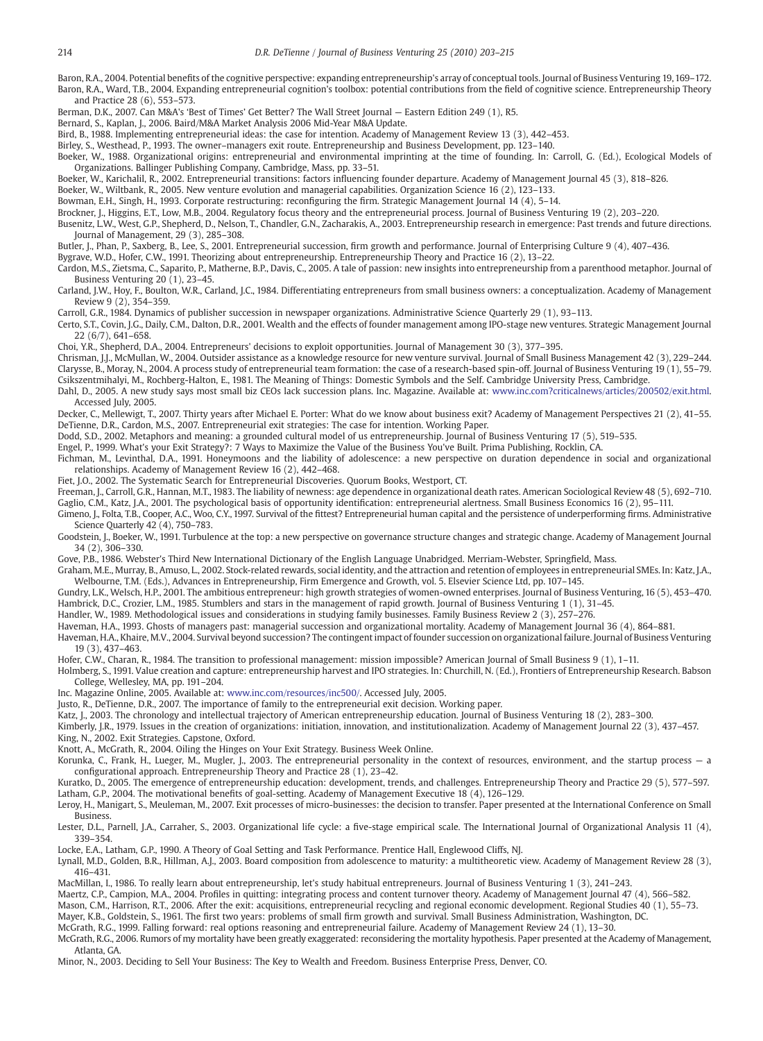Baron, R.A., 2004. Potential benefits of the cognitive perspective: expanding entrepreneurship's array of conceptual tools. Journal of Business Venturing 19, 169–172.

Baron, R.A., Ward, T.B., 2004. Expanding entrepreneurial cognition's toolbox: potential contributions from the field of cognitive science. Entrepreneurship Theory and Practice 28 (6), 553–573.

Berman, D.K., 2007. Can M&A's 'Best of Times' Get Better? The Wall Street Journal — Eastern Edition 249 (1), R5.

Bernard, S., Kaplan, J., 2006. Baird/M&A Market Analysis 2006 Mid-Year M&A Update.

Bird, B., 1988. Implementing entrepreneurial ideas: the case for intention. Academy of Management Review 13 (3), 442–453.

Birley, S., Westhead, P., 1993. The owner–managers exit route. Entrepreneurship and Business Development, pp. 123–140.

Boeker, W., 1988. Organizational origins: entrepreneurial and environmental imprinting at the time of founding. In: Carroll, G. (Ed.), Ecological Models of Organizations. Ballinger Publishing Company, Cambridge, Mass, pp. 33–51.

Boeker, W., Karichalil, R., 2002. Entrepreneurial transitions: factors influencing founder departure. Academy of Management Journal 45 (3), 818–826.

Boeker, W., Wiltbank, R., 2005. New venture evolution and managerial capabilities. Organization Science 16 (2), 123–133.

Bowman, E.H., Singh, H., 1993. Corporate restructuring: reconfiguring the firm. Strategic Management Journal 14 (4), 5–14.

Brockner, J., Higgins, E.T., Low, M.B., 2004. Regulatory focus theory and the entrepreneurial process. Journal of Business Venturing 19 (2), 203–220.

Busenitz, L.W., West, G.P., Shepherd, D., Nelson, T., Chandler, G.N., Zacharakis, A., 2003. Entrepreneurship research in emergence: Past trends and future directions. Journal of Management, 29 (3), 285–308.

Butler, J., Phan, P., Saxberg, B., Lee, S., 2001. Entrepreneurial succession, firm growth and performance. Journal of Enterprising Culture 9 (4), 407–436.

Bygrave, W.D., Hofer, C.W., 1991. Theorizing about entrepreneurship. Entrepreneurship Theory and Practice 16 (2), 13–22.

Cardon, M.S., Zietsma, C., Saparito, P., Matherne, B.P., Davis, C., 2005. A tale of passion: new insights into entrepreneurship from a parenthood metaphor. Journal of Business Venturing 20 (1), 23–45.

Carland, J.W., Hoy, F., Boulton, W.R., Carland, J.C., 1984. Differentiating entrepreneurs from small business owners: a conceptualization. Academy of Management Review 9 (2), 354–359.

Carroll, G.R., 1984. Dynamics of publisher succession in newspaper organizations. Administrative Science Quarterly 29 (1), 93–113.

Certo, S.T., Covin, J.G., Daily, C.M., Dalton, D.R., 2001. Wealth and the effects of founder management among IPO-stage new ventures. Strategic Management Journal 22 (6/7), 641–658.

Choi, Y.R., Shepherd, D.A., 2004. Entrepreneurs' decisions to exploit opportunities. Journal of Management 30 (3), 377–395.

Chrisman, J.J., McMullan, W., 2004. Outsider assistance as a knowledge resource for new venture survival. Journal of Small Business Management 42 (3), 229–244.

Clarysse, B., Moray, N., 2004. A process study of entrepreneurial team formation: the case of a research-based spin-off. Journal of Business Venturing 19 (1), 55–79.

Csikszentmihalyi, M., Rochberg-Halton, E., 1981. The Meaning of Things: Domestic Symbols and the Self. Cambridge University Press, Cambridge.

Dahl, D., 2005. A new study says most small biz CEOs lack succession plans. Inc. Magazine. Available at: www.inc.com?criticalnews/articles/200502/exit.html. Accessed July, 2005.

Decker, C., Mellewigt, T., 2007. Thirty years after Michael E. Porter: What do we know about business exit? Academy of Management Perspectives 21 (2), 41–55.

DeTienne, D.R., Cardon, M.S., 2007. Entrepreneurial exit strategies: The case for intention. Working Paper.

Dodd, S.D., 2002. Metaphors and meaning: a grounded cultural model of us entrepreneurship. Journal of Business Venturing 17 (5), 519–535.

Engel, P., 1999. What's your Exit Strategy?: 7 Ways to Maximize the Value of the Business You've Built. Prima Publishing, Rocklin, CA.

Fichman, M., Levinthal, D.A., 1991. Honeymoons and the liability of adolescence: a new perspective on duration dependence in social and organizational relationships. Academy of Management Review 16 (2), 442–468.

Fiet, J.O., 2002. The Systematic Search for Entrepreneurial Discoveries. Quorum Books, Westport, CT.

Freeman, J., Carroll, G.R., Hannan, M.T., 1983. The liability of newness: age dependence in organizational death rates. American Sociological Review 48 (5), 692–710.

Gaglio, C.M., Katz, J.A., 2001. The psychological basis of opportunity identification: entrepreneurial alertness. Small Business Economics 16 (2), 95–111.

Gimeno, J., Folta, T.B., Cooper, A.C., Woo, C.Y., 1997. Survival of the fittest? Entrepreneurial human capital and the persistence of underperforming firms. Administrative Science Quarterly 42 (4), 750–783.

Goodstein, J., Boeker, W., 1991. Turbulence at the top: a new perspective on governance structure changes and strategic change. Academy of Management Journal 34 (2), 306–330.

Gove, P.B., 1986. Webster's Third New International Dictionary of the English Language Unabridged. Merriam-Webster, Springfield, Mass.

Graham, M.E., Murray, B., Amuso, L., 2002. Stock-related rewards, social identity, and the attraction and retention of employees in entrepreneurial SMEs. In: Katz, J.A., Welbourne, T.M. (Eds.), Advances in Entrepreneurship, Firm Emergence and Growth, vol. 5. Elsevier Science Ltd, pp. 107–145.

Gundry, L.K., Welsch, H.P., 2001. The ambitious entrepreneur: high growth strategies of women-owned enterprises. Journal of Business Venturing, 16 (5), 453–470.

Hambrick, D.C., Crozier, L.M., 1985. Stumblers and stars in the management of rapid growth. Journal of Business Venturing 1 (1), 31–45.

Handler, W., 1989. Methodological issues and considerations in studying family businesses. Family Business Review 2 (3), 257–276.

Haveman, H.A., 1993. Ghosts of managers past: managerial succession and organizational mortality. Academy of Management Journal 36 (4), 864–881.

Haveman, H.A., Khaire, M.V., 2004. Survival beyond succession? The contingent impact of founder succession on organizational failure. Journal of Business Venturing 19 (3), 437–463.

Hofer, C.W., Charan, R., 1984. The transition to professional management: mission impossible? American Journal of Small Business 9 (1), 1–11.

Holmberg, S., 1991. Value creation and capture: entrepreneurship harvest and IPO strategies. In: Churchill, N. (Ed.), Frontiers of Entrepreneurship Research. Babson College, Wellesley, MA, pp. 191–204.

Inc. Magazine Online, 2005. Available at: www.inc.com/resources/inc500/. Accessed July, 2005.

Justo, R., DeTienne, D.R., 2007. The importance of family to the entrepreneurial exit decision. Working paper.

Katz, J., 2003. The chronology and intellectual trajectory of American entrepreneurship education. Journal of Business Venturing 18 (2), 283–300.

Kimberly, J.R., 1979. Issues in the creation of organizations: initiation, innovation, and institutionalization. Academy of Management Journal 22 (3), 437–457.

King, N., 2002. Exit Strategies. Capstone, Oxford.

Knott, A., McGrath, R., 2004. Oiling the Hinges on Your Exit Strategy. Business Week Online.

Korunka, C., Frank, H., Lueger, M., Mugler, J., 2003. The entrepreneurial personality in the context of resources, environment, and the startup process — a configurational approach. Entrepreneurship Theory and Practice 28 (1), 23–42.

Kuratko, D., 2005. The emergence of entrepreneurship education: development, trends, and challenges. Entrepreneurship Theory and Practice 29 (5), 577–597.

Latham, G.P., 2004. The motivational benefits of goal-setting. Academy of Management Executive 18 (4), 126–129.

Leroy, H., Manigart, S., Meuleman, M., 2007. Exit processes of micro-businesses: the decision to transfer. Paper presented at the International Conference on Small Business.

Lester, D.L., Parnell, J.A., Carraher, S., 2003. Organizational life cycle: a five-stage empirical scale. The International Journal of Organizational Analysis 11 (4), 339–354.

Locke, E.A., Latham, G.P., 1990. A Theory of Goal Setting and Task Performance. Prentice Hall, Englewood Cliffs, NJ.

Lynall, M.D., Golden, B.R., Hillman, A.J., 2003. Board composition from adolescence to maturity: a multitheoretic view. Academy of Management Review 28 (3), 416–431.

MacMillan, I., 1986. To really learn about entrepreneurship, let's study habitual entrepreneurs. Journal of Business Venturing 1 (3), 241–243.

Maertz, C.P., Campion, M.A., 2004. Profiles in quitting: integrating process and content turnover theory. Academy of Management Journal 47 (4), 566–582.

Mason, C.M., Harrison, R.T., 2006. After the exit: acquisitions, entrepreneurial recycling and regional economic development. Regional Studies 40 (1), 55–73.

Mayer, K.B., Goldstein, S., 1961. The first two years: problems of small firm growth and survival. Small Business Administration, Washington, DC.

McGrath, R.G., 1999. Falling forward: real options reasoning and entrepreneurial failure. Academy of Management Review 24 (1), 13–30.

McGrath, R.G., 2006. Rumors of my mortality have been greatly exaggerated: reconsidering the mortality hypothesis. Paper presented at the Academy of Management, Atlanta, GA.

Minor, N., 2003. Deciding to Sell Your Business: The Key to Wealth and Freedom. Business Enterprise Press, Denver, CO.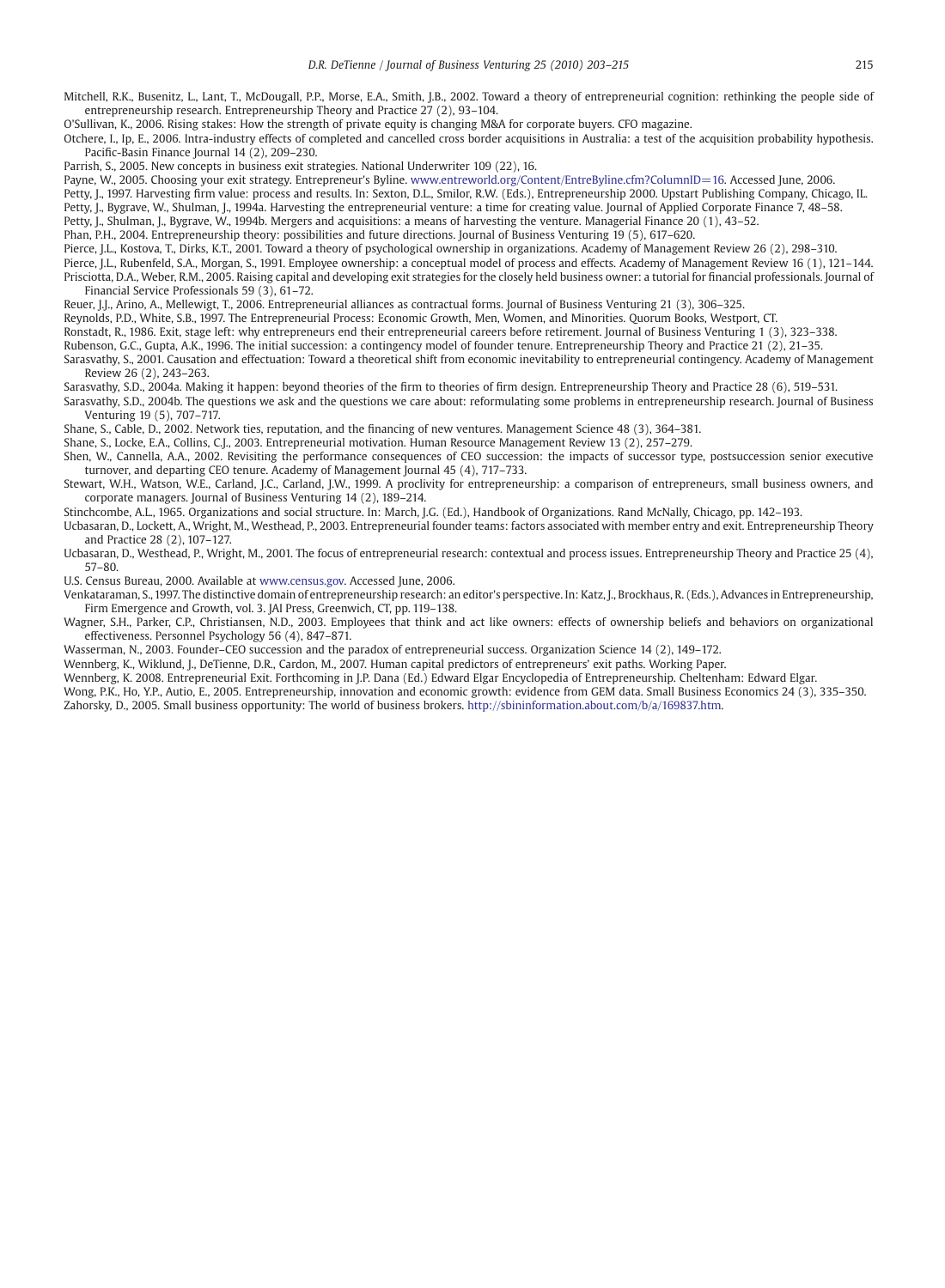Mitchell, R.K., Busenitz, L., Lant, T., McDougall, P.P., Morse, E.A., Smith, J.B., 2002. Toward a theory of entrepreneurial cognition: rethinking the people side of entrepreneurship research. Entrepreneurship Theory and Practice 27 (2), 93–104.

O'Sullivan, K., 2006. Rising stakes: How the strength of private equity is changing M&A for corporate buyers. CFO magazine.

Otchere, I., Ip, E., 2006. Intra-industry effects of completed and cancelled cross border acquisitions in Australia: a test of the acquisition probability hypothesis. Pacific-Basin Finance Journal 14 (2), 209–230.

Parrish, S., 2005. New concepts in business exit strategies. National Underwriter 109 (22), 16.

Payne, W., 2005. Choosing your exit strategy. Entrepreneur's Byline. www.entreworld.org/Content/EntreByline.cfm?ColumnID=16. Accessed June, 2006.

Petty, J., 1997. Harvesting firm value: process and results. In: Sexton, D.L., Smilor, R.W. (Eds.), Entrepreneurship 2000. Upstart Publishing Company, Chicago, IL.

Petty, J., Bygrave, W., Shulman, J., 1994a. Harvesting the entrepreneurial venture: a time for creating value. Journal of Applied Corporate Finance 7, 48–58.

Petty, J., Shulman, J., Bygrave, W., 1994b. Mergers and acquisitions: a means of harvesting the venture. Managerial Finance 20 (1), 43–52.

Phan, P.H., 2004. Entrepreneurship theory: possibilities and future directions. Journal of Business Venturing 19 (5), 617–620.

Pierce, J.L., Kostova, T., Dirks, K.T., 2001. Toward a theory of psychological ownership in organizations. Academy of Management Review 26 (2), 298–310.

Pierce, J.L., Rubenfeld, S.A., Morgan, S., 1991. Employee ownership: a conceptual model of process and effects. Academy of Management Review 16 (1), 121–144.

Prisciotta, D.A., Weber, R.M., 2005. Raising capital and developing exit strategies for the closely held business owner: a tutorial for financial professionals. Journal of Financial Service Professionals 59 (3), 61–72.

Reuer, J.J., Arino, A., Mellewigt, T., 2006. Entrepreneurial alliances as contractual forms. Journal of Business Venturing 21 (3), 306–325.

Reynolds, P.D., White, S.B., 1997. The Entrepreneurial Process: Economic Growth, Men, Women, and Minorities. Quorum Books, Westport, CT.

Ronstadt, R., 1986. Exit, stage left: why entrepreneurs end their entrepreneurial careers before retirement. Journal of Business Venturing 1 (3), 323–338.

Rubenson, G.C., Gupta, A.K., 1996. The initial succession: a contingency model of founder tenure. Entrepreneurship Theory and Practice 21 (2), 21–35.

Sarasvathy, S., 2001. Causation and effectuation: Toward a theoretical shift from economic inevitability to entrepreneurial contingency. Academy of Management Review 26 (2), 243–263.

Sarasvathy, S.D., 2004a. Making it happen: beyond theories of the firm to theories of firm design. Entrepreneurship Theory and Practice 28 (6), 519–531.

Sarasvathy, S.D., 2004b. The questions we ask and the questions we care about: reformulating some problems in entrepreneurship research. Journal of Business Venturing 19 (5), 707–717.

Shane, S., Cable, D., 2002. Network ties, reputation, and the financing of new ventures. Management Science 48 (3), 364–381.

Shane, S., Locke, E.A., Collins, C.J., 2003. Entrepreneurial motivation. Human Resource Management Review 13 (2), 257–279.

Shen, W., Cannella, A.A., 2002. Revisiting the performance consequences of CEO succession: the impacts of successor type, postsuccession senior executive turnover, and departing CEO tenure. Academy of Management Journal 45 (4), 717–733.

Stewart, W.H., Watson, W.E., Carland, J.C., Carland, J.W., 1999. A proclivity for entrepreneurship: a comparison of entrepreneurs, small business owners, and corporate managers. Journal of Business Venturing 14 (2), 189–214.

Stinchcombe, A.L., 1965. Organizations and social structure. In: March, J.G. (Ed.), Handbook of Organizations. Rand McNally, Chicago, pp. 142–193.

Ucbasaran, D., Lockett, A., Wright, M., Westhead, P., 2003. Entrepreneurial founder teams: factors associated with member entry and exit. Entrepreneurship Theory and Practice 28 (2), 107–127.

Ucbasaran, D., Westhead, P., Wright, M., 2001. The focus of entrepreneurial research: contextual and process issues. Entrepreneurship Theory and Practice 25 (4), 57–80.

U.S. Census Bureau, 2000. Available at www.census.gov. Accessed June, 2006.

Venkataraman, S., 1997. The distinctive domain of entrepreneurship research: an editor's perspective. In: Katz, J., Brockhaus, R. (Eds.), Advances in Entrepreneurship, Firm Emergence and Growth, vol. 3. JAI Press, Greenwich, CT, pp. 119–138.

Wagner, S.H., Parker, C.P., Christiansen, N.D., 2003. Employees that think and act like owners: effects of ownership beliefs and behaviors on organizational effectiveness. Personnel Psychology 56 (4), 847–871.

Wasserman, N., 2003. Founder–CEO succession and the paradox of entrepreneurial success. Organization Science 14 (2), 149–172.

Wennberg, K., Wiklund, J., DeTienne, D.R., Cardon, M., 2007. Human capital predictors of entrepreneurs' exit paths. Working Paper.

Wennberg, K. 2008. Entrepreneurial Exit. Forthcoming in J.P. Dana (Ed.) Edward Elgar Encyclopedia of Entrepreneurship. Cheltenham: Edward Elgar.

Wong, P.K., Ho, Y.P., Autio, E., 2005. Entrepreneurship, innovation and economic growth: evidence from GEM data. Small Business Economics 24 (3), 335–350.

Zahorsky, D., 2005. Small business opportunity: The world of business brokers. http://sbininformation.about.com/b/a/169837.htm.